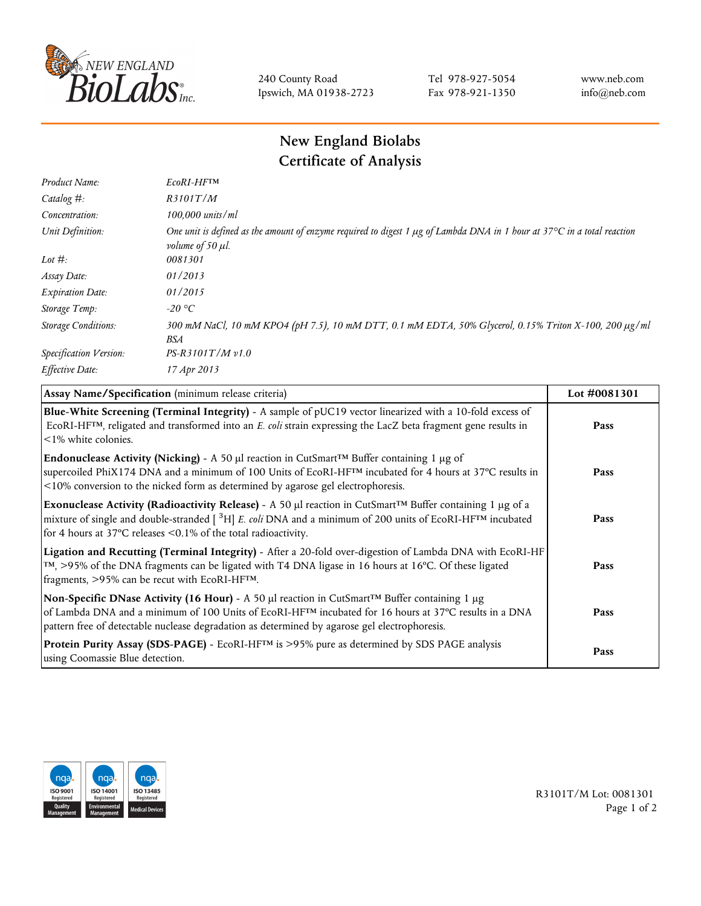240 County Road
Ipswich, MA 01938-2723

Tel 978-927-5054
Fax 978-921-1350

www.neb.com
info@neb.com

# New England Biolabs
## Certificate of Analysis

| | |
|---|---|
| *Product Name:* | *EcoRI-HF™* |
| *Catalog #:* | *R3101T/M* |
| *Concentration:* | *100,000 units/ml* |
| *Unit Definition:* | *One unit is defined as the amount of enzyme required to digest 1 µg of Lambda DNA in 1 hour at 37°C in a total reaction volume of 50 µl.* |
| *Lot #:* | *0081301* |
| *Assay Date:* | *01/2013* |
| *Expiration Date:* | *01/2015* |
| *Storage Temp:* | *-20 °C* |
| *Storage Conditions:* | *300 mM NaCl, 10 mM KPO4 (pH 7.5), 10 mM DTT, 0.1 mM EDTA, 50% Glycerol, 0.15% Triton X-100, 200 µg/ml BSA* |
| *Specification Version:* | *PS-R3101T/M v1.0* |
| *Effective Date:* | *17 Apr 2013* |

| **Assay Name/Specification** (minimum release criteria) | **Lot #0081301** |
|---|---|
| **Blue-White Screening (Terminal Integrity)** - A sample of pUC19 vector linearized with a 10-fold excess of EcoRI-HF™, religated and transformed into an *E. coli* strain expressing the LacZ beta fragment gene results in <1% white colonies. | **Pass** |
| **Endonuclease Activity (Nicking)** - A 50 µl reaction in CutSmart™ Buffer containing 1 µg of supercoiled PhiX174 DNA and a minimum of 100 Units of EcoRI-HF™ incubated for 4 hours at 37°C results in <10% conversion to the nicked form as determined by agarose gel electrophoresis. | **Pass** |
| **Exonuclease Activity (Radioactivity Release)** - A 50 µl reaction in CutSmart™ Buffer containing 1 µg of a mixture of single and double-stranded [ $^{3}$H] *E. coli* DNA and a minimum of 200 units of EcoRI-HF™ incubated for 4 hours at 37°C releases <0.1% of the total radioactivity. | **Pass** |
| **Ligation and Recutting (Terminal Integrity)** - After a 20-fold over-digestion of Lambda DNA with EcoRI-HF™, >95% of the DNA fragments can be ligated with T4 DNA ligase in 16 hours at 16°C. Of these ligated fragments, >95% can be recut with EcoRI-HF™. | **Pass** |
| **Non-Specific DNase Activity (16 Hour)** - A 50 µl reaction in CutSmart™ Buffer containing 1 µg of Lambda DNA and a minimum of 100 Units of EcoRI-HF™ incubated for 16 hours at 37°C results in a DNA pattern free of detectable nuclease degradation as determined by agarose gel electrophoresis. | **Pass** |
| **Protein Purity Assay (SDS-PAGE)** - EcoRI-HF™ is >95% pure as determined by SDS PAGE analysis using Coomassie Blue detection. | **Pass** |

R3101T/M Lot: 0081301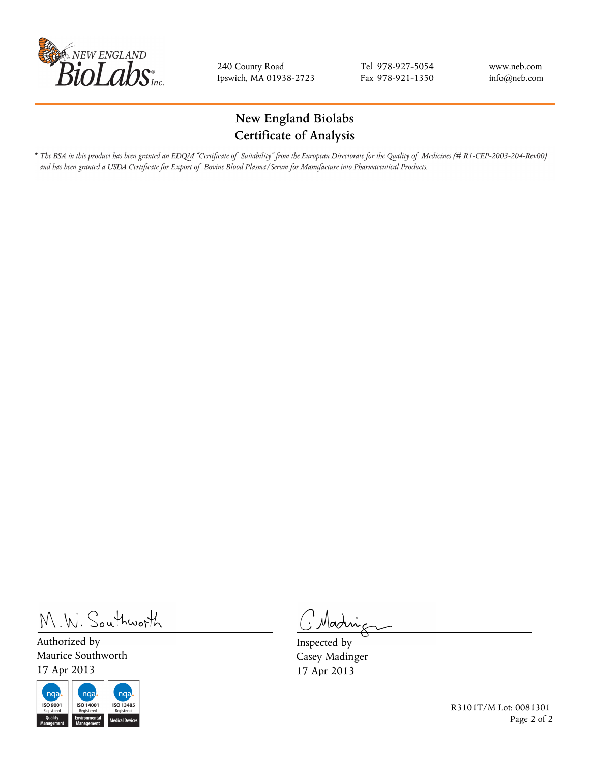NEW ENGLAND BioLabs® Inc.

240 County Road
Ipswich, MA 01938-2723

Tel 978-927-5054
Fax 978-921-1350

www.neb.com
info@neb.com

## New England Biolabs
## Certificate of Analysis

\* *The BSA in this product has been granted an EDQM "Certificate of Suitability" from the European Directorate for the Quality of Medicines (# R1-CEP-2003-204-Rev00) and has been granted a USDA Certificate for Export of Bovine Blood Plasma/Serum for Manufacture into Pharmaceutical Products.*

Authorized by
Maurice Southworth
17 Apr 2013

Inspected by
Casey Madinger
17 Apr 2013

nqa ISO 9001 Registered Quality Management | nqa ISO 14001 Registered Environmental Management | nqa ISO 13485 Registered Medical Devices

R3101T/M Lot: 0081301